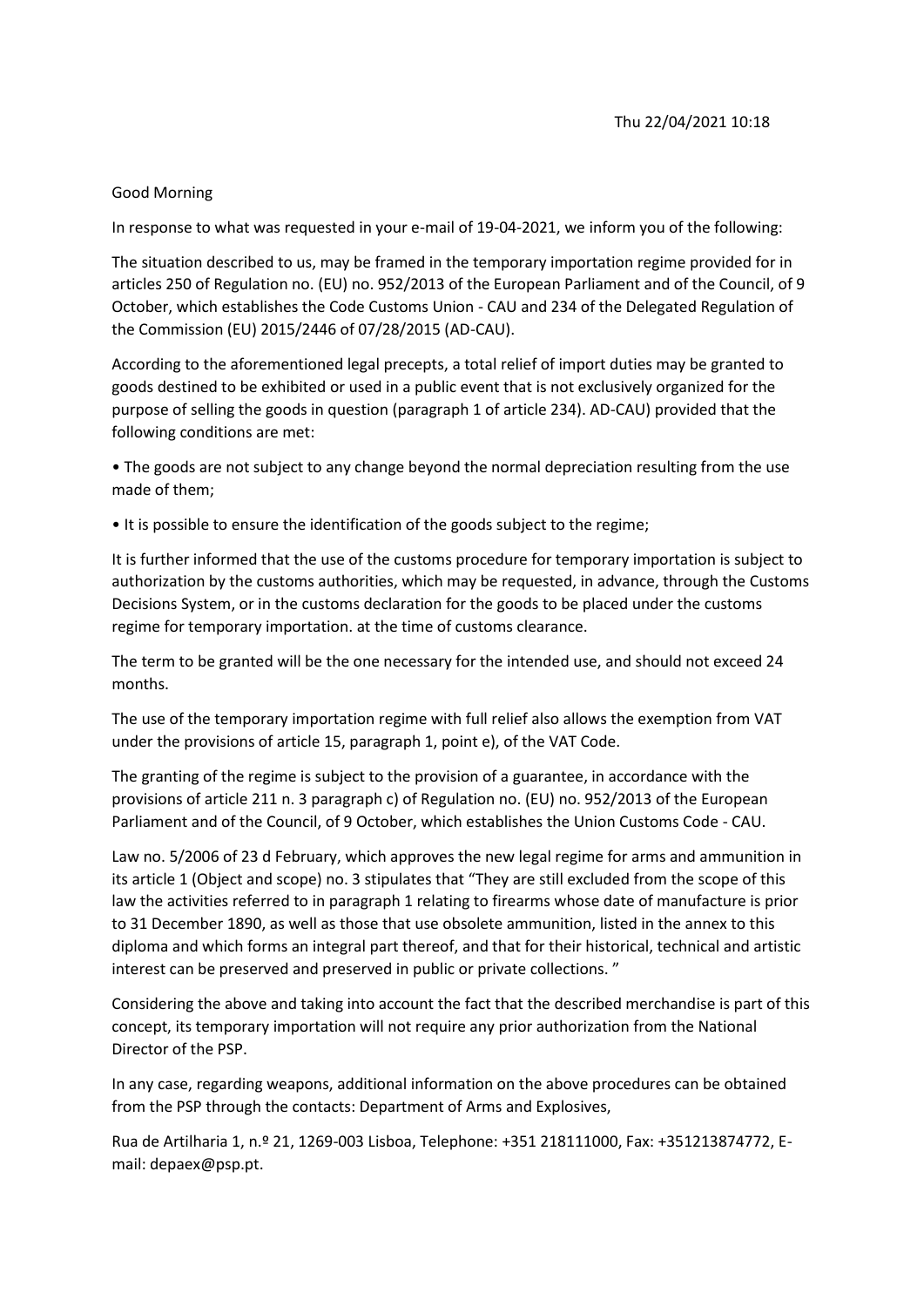Thu 22/04/2021 10:18

Good Morning

In response to what was requested in your e-mail of 19-04-2021, we inform you of the following:

The situation described to us, may be framed in the temporary importation regime provided for in articles 250 of Regulation no. (EU) no. 952/2013 of the European Parliament and of the Council, of 9 October, which establishes the Code Customs Union - CAU and 234 of the Delegated Regulation of the Commission (EU) 2015/2446 of 07/28/2015 (AD-CAU).

According to the aforementioned legal precepts, a total relief of import duties may be granted to goods destined to be exhibited or used in a public event that is not exclusively organized for the purpose of selling the goods in question (paragraph 1 of article 234). AD-CAU) provided that the following conditions are met:

- The goods are not subject to any change beyond the normal depreciation resulting from the use made of them;
- It is possible to ensure the identification of the goods subject to the regime;

It is further informed that the use of the customs procedure for temporary importation is subject to authorization by the customs authorities, which may be requested, in advance, through the Customs Decisions System, or in the customs declaration for the goods to be placed under the customs regime for temporary importation. at the time of customs clearance.

The term to be granted will be the one necessary for the intended use, and should not exceed 24 months.

The use of the temporary importation regime with full relief also allows the exemption from VAT under the provisions of article 15, paragraph 1, point e), of the VAT Code.

The granting of the regime is subject to the provision of a guarantee, in accordance with the provisions of article 211 n. 3 paragraph c) of Regulation no. (EU) no. 952/2013 of the European Parliament and of the Council, of 9 October, which establishes the Union Customs Code - CAU.

Law no. 5/2006 of 23 d February, which approves the new legal regime for arms and ammunition in its article 1 (Object and scope) no. 3 stipulates that "They are still excluded from the scope of this law the activities referred to in paragraph 1 relating to firearms whose date of manufacture is prior to 31 December 1890, as well as those that use obsolete ammunition, listed in the annex to this diploma and which forms an integral part thereof, and that for their historical, technical and artistic interest can be preserved and preserved in public or private collections. "

Considering the above and taking into account the fact that the described merchandise is part of this concept, its temporary importation will not require any prior authorization from the National Director of the PSP.

In any case, regarding weapons, additional information on the above procedures can be obtained from the PSP through the contacts: Department of Arms and Explosives,

Rua de Artilharia 1, n.º 21, 1269-003 Lisboa, Telephone: +351 218111000, Fax: +351213874772, E-mail: depaex@psp.pt.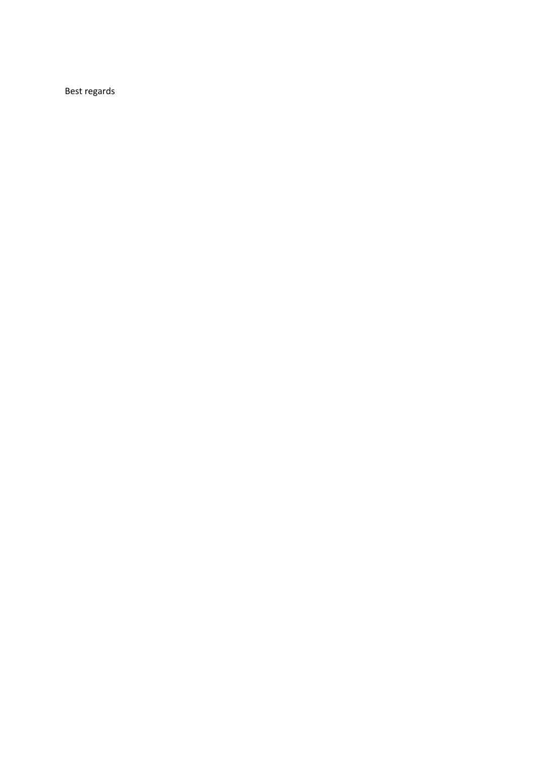Best regards